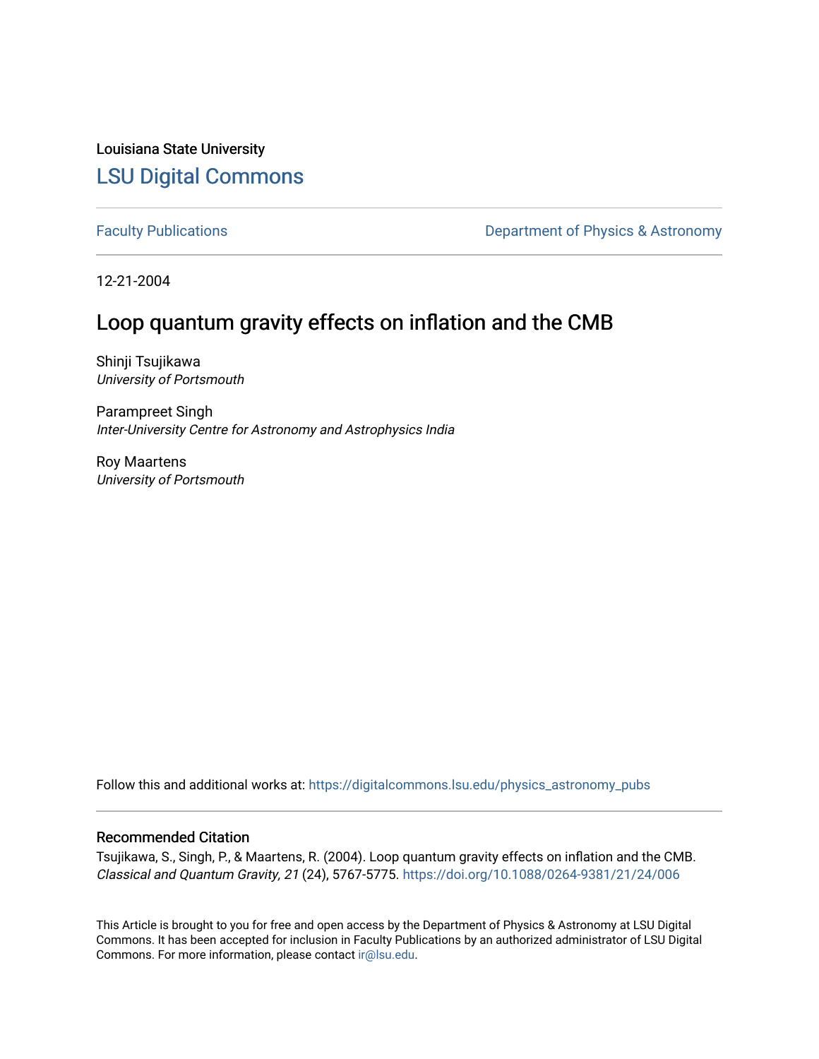Louisiana State University

# LSU Digital Commons

Faculty Publications — Department of Physics & Astronomy

12-21-2004

## Loop quantum gravity effects on inflation and the CMB

Shinji Tsujikawa
*University of Portsmouth*

Parampreet Singh
*Inter-University Centre for Astronomy and Astrophysics India*

Roy Maartens
*University of Portsmouth*

Follow this and additional works at: https://digitalcommons.lsu.edu/physics_astronomy_pubs

### Recommended Citation

Tsujikawa, S., Singh, P., & Maartens, R. (2004). Loop quantum gravity effects on inflation and the CMB. *Classical and Quantum Gravity, 21* (24), 5767-5775. https://doi.org/10.1088/0264-9381/21/24/006

This Article is brought to you for free and open access by the Department of Physics & Astronomy at LSU Digital Commons. It has been accepted for inclusion in Faculty Publications by an authorized administrator of LSU Digital Commons. For more information, please contact ir@lsu.edu.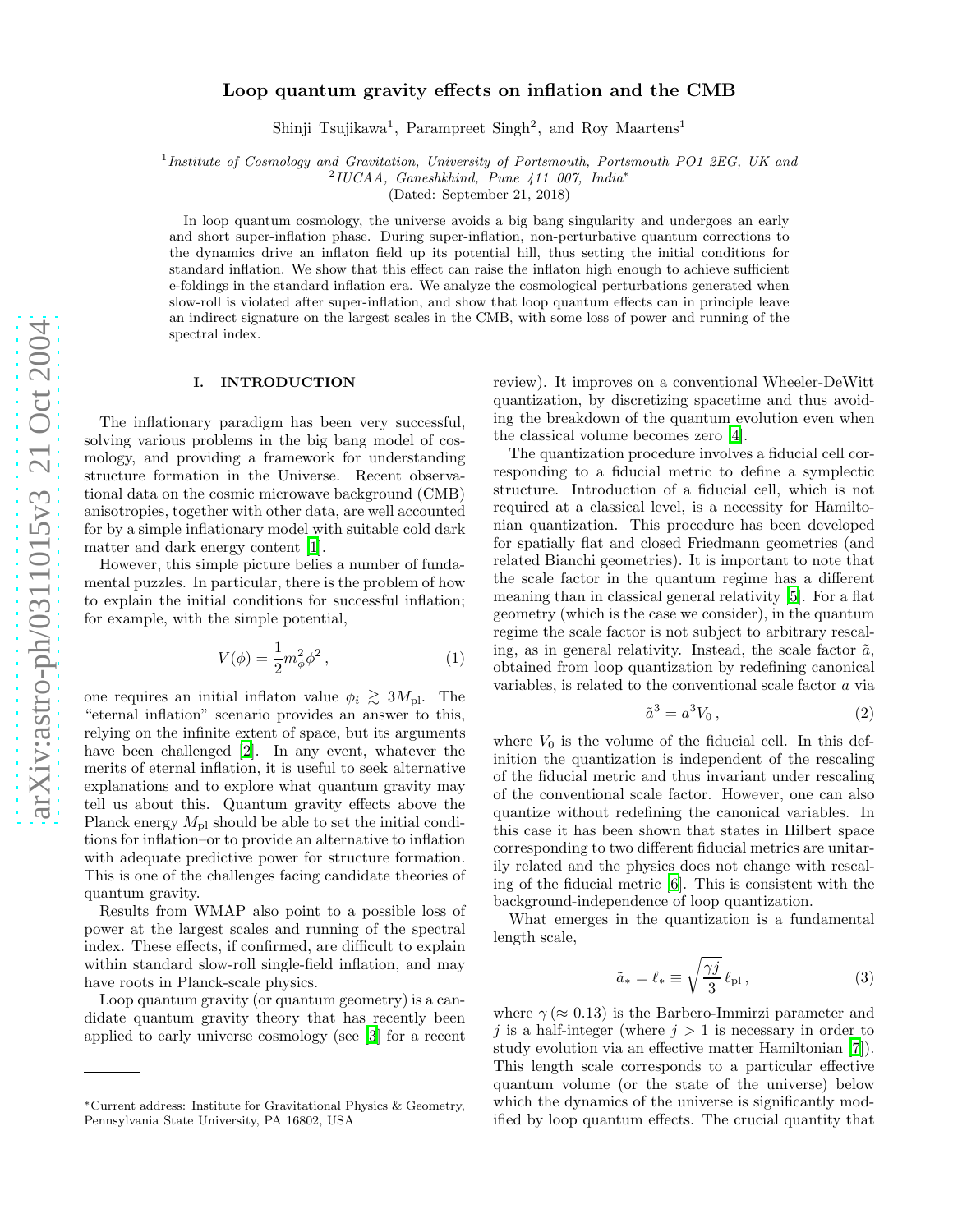# Loop quantum gravity effects on inflation and the CMB

Shinji Tsujikawa[1], Parampreet Singh[2], and Roy Maartens[1]

[1] *Institute of Cosmology and Gravitation, University of Portsmouth, Portsmouth PO1 2EG, UK and*
[2] *IUCAA, Ganeshkhind, Pune 411 007, India\**

(Dated: September 21, 2018)

In loop quantum cosmology, the universe avoids a big bang singularity and undergoes an early and short super-inflation phase. During super-inflation, non-perturbative quantum corrections to the dynamics drive an inflaton field up its potential hill, thus setting the initial conditions for standard inflation. We show that this effect can raise the inflaton high enough to achieve sufficient e-foldings in the standard inflation era. We analyze the cosmological perturbations generated when slow-roll is violated after super-inflation, and show that loop quantum effects can in principle leave an indirect signature on the largest scales in the CMB, with some loss of power and running of the spectral index.

## I. INTRODUCTION

The inflationary paradigm has been very successful, solving various problems in the big bang model of cosmology, and providing a framework for understanding structure formation in the Universe. Recent observational data on the cosmic microwave background (CMB) anisotropies, together with other data, are well accounted for by a simple inflationary model with suitable cold dark matter and dark energy content [1].

However, this simple picture belies a number of fundamental puzzles. In particular, there is the problem of how to explain the initial conditions for successful inflation; for example, with the simple potential,

$$V(\phi) = \frac{1}{2}m_\phi^2\phi^2\,, \tag{1}$$

one requires an initial inflaton value $\phi_i \gtrsim 3M_{\rm pl}$. The "eternal inflation" scenario provides an answer to this, relying on the infinite extent of space, but its arguments have been challenged [2]. In any event, whatever the merits of eternal inflation, it is useful to seek alternative explanations and to explore what quantum gravity may tell us about this. Quantum gravity effects above the Planck energy $M_{\rm pl}$ should be able to set the initial conditions for inflation–or to provide an alternative to inflation with adequate predictive power for structure formation. This is one of the challenges facing candidate theories of quantum gravity.

Results from WMAP also point to a possible loss of power at the largest scales and running of the spectral index. These effects, if confirmed, are difficult to explain within standard slow-roll single-field inflation, and may have roots in Planck-scale physics.

Loop quantum gravity (or quantum geometry) is a candidate quantum gravity theory that has recently been applied to early universe cosmology (see [3] for a recent review). It improves on a conventional Wheeler-DeWitt quantization, by discretizing spacetime and thus avoiding the breakdown of the quantum evolution even when the classical volume becomes zero [4].

The quantization procedure involves a fiducial cell corresponding to a fiducial metric to define a symplectic structure. Introduction of a fiducial cell, which is not required at a classical level, is a necessity for Hamiltonian quantization. This procedure has been developed for spatially flat and closed Friedmann geometries (and related Bianchi geometries). It is important to note that the scale factor in the quantum regime has a different meaning than in classical general relativity [5]. For a flat geometry (which is the case we consider), in the quantum regime the scale factor is not subject to arbitrary rescaling, as in general relativity. Instead, the scale factor $\tilde{a}$, obtained from loop quantization by redefining canonical variables, is related to the conventional scale factor $a$ via

$$\tilde{a}^3 = a^3 V_0\,, \tag{2}$$

where $V_0$ is the volume of the fiducial cell. In this definition the quantization is independent of the rescaling of the fiducial metric and thus invariant under rescaling of the conventional scale factor. However, one can also quantize without redefining the canonical variables. In this case it has been shown that states in Hilbert space corresponding to two different fiducial metrics are unitarily related and the physics does not change with rescaling of the fiducial metric [6]. This is consistent with the background-independence of loop quantization.

What emerges in the quantization is a fundamental length scale,

$$\tilde{a}_* = \ell_* \equiv \sqrt{\frac{\gamma j}{3}}\,\ell_{\rm pl}\,, \tag{3}$$

where $\gamma$ ($\approx 0.13$) is the Barbero-Immirzi parameter and $j$ is a half-integer (where $j > 1$ is necessary in order to study evolution via an effective matter Hamiltonian [7]). This length scale corresponds to a particular effective quantum volume (or the state of the universe) below which the dynamics of the universe is significantly modified by loop quantum effects. The crucial quantity that

\*Current address: Institute for Gravitational Physics & Geometry, Pennsylvania State University, PA 16802, USA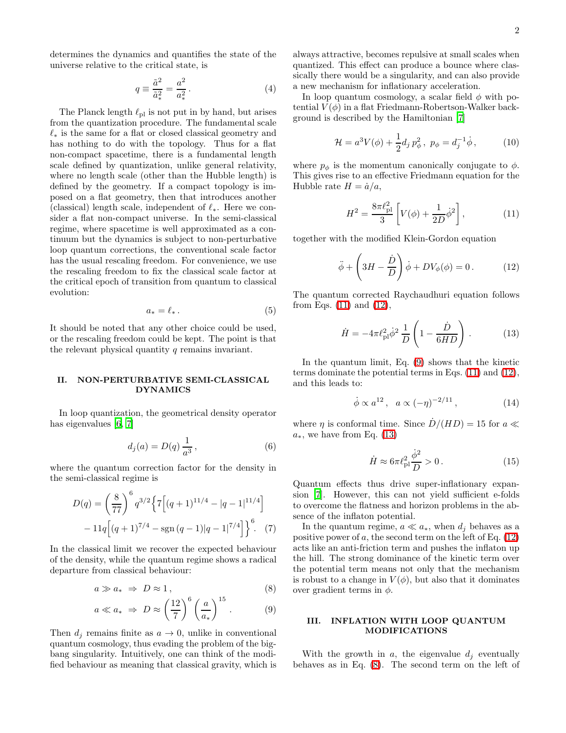determines the dynamics and quantifies the state of the universe relative to the critical state, is

$$q \equiv \frac{\tilde{a}^2}{\tilde{a}_*^2} = \frac{a^2}{a_*^2} \,. \tag{4}$$

The Planck length $\ell_{\rm pl}$ is not put in by hand, but arises from the quantization procedure. The fundamental scale $\ell_*$ is the same for a flat or closed classical geometry and has nothing to do with the topology. Thus for a flat non-compact spacetime, there is a fundamental length scale defined by quantization, unlike general relativity, where no length scale (other than the Hubble length) is defined by the geometry. If a compact topology is imposed on a flat geometry, then that introduces another (classical) length scale, independent of $\ell_*$. Here we consider a flat non-compact universe. In the semi-classical regime, where spacetime is well approximated as a continuum but the dynamics is subject to non-perturbative loop quantum corrections, the conventional scale factor has the usual rescaling freedom. For convenience, we use the rescaling freedom to fix the classical scale factor at the critical epoch of transition from quantum to classical evolution:

$$a_* = \ell_* \,. \tag{5}$$

It should be noted that any other choice could be used, or the rescaling freedom could be kept. The point is that the relevant physical quantity $q$ remains invariant.

## II. NON-PERTURBATIVE SEMI-CLASSICAL DYNAMICS

In loop quantization, the geometrical density operator has eigenvalues [6, 7]

$$d_j(a) = D(q)\, \frac{1}{a^3} \,, \tag{6}$$

where the quantum correction factor for the density in the semi-classical regime is

$$D(q) = \left(\frac{8}{77}\right)^6 q^{3/2} \Big\{ 7\Big[ (q+1)^{11/4} - |q-1|^{11/4} \Big] - 11q\Big[ (q+1)^{7/4} - {\rm sgn}\,(q-1)|q-1|^{7/4} \Big] \Big\}^6 . \tag{7}$$

In the classical limit we recover the expected behaviour of the density, while the quantum regime shows a radical departure from classical behaviour:

$$a \gg a_* \;\Rightarrow\; D \approx 1 \,, \tag{8}$$

$$a \ll a_* \;\Rightarrow\; D \approx \left(\frac{12}{7}\right)^6 \left(\frac{a}{a_*}\right)^{15} . \tag{9}$$

Then $d_j$ remains finite as $a \to 0$, unlike in conventional quantum cosmology, thus evading the problem of the big-bang singularity. Intuitively, one can think of the modified behaviour as meaning that classical gravity, which is always attractive, becomes repulsive at small scales when quantized. This effect can produce a bounce where classically there would be a singularity, and can also provide a new mechanism for inflationary acceleration.

In loop quantum cosmology, a scalar field $\phi$ with potential $V(\phi)$ in a flat Friedmann-Robertson-Walker background is described by the Hamiltonian [7]

$$\mathcal{H} = a^3 V(\phi) + \frac{1}{2} d_j\, p_\phi^2 \,,\;\; p_\phi = d_j^{-1} \dot{\phi} \,, \tag{10}$$

where $p_\phi$ is the momentum canonically conjugate to $\phi$. This gives rise to an effective Friedmann equation for the Hubble rate $H = \dot{a}/a$,

$$H^2 = \frac{8\pi \ell_{\rm pl}^2}{3} \left[ V(\phi) + \frac{1}{2D} \dot{\phi}^2 \right] , \tag{11}$$

together with the modified Klein-Gordon equation

$$\ddot{\phi} + \left( 3H - \frac{\dot{D}}{D} \right) \dot{\phi} + D V_\phi(\phi) = 0 \,. \tag{12}$$

The quantum corrected Raychaudhuri equation follows from Eqs. (11) and (12),

$$\dot{H} = -4\pi \ell_{\rm pl}^2 \dot{\phi}^2 \, \frac{1}{D} \left( 1 - \frac{\dot{D}}{6HD} \right) . \tag{13}$$

In the quantum limit, Eq. (9) shows that the kinetic terms dominate the potential terms in Eqs. (11) and (12), and this leads to:

$$\dot{\phi} \propto a^{12} \,,\;\; a \propto (-\eta)^{-2/11} \,, \tag{14}$$

where $\eta$ is conformal time. Since $\dot{D}/(HD) = 15$ for $a \ll a_*$, we have from Eq. (13)

$$\dot{H} \approx 6\pi \ell_{\rm pl}^2 \frac{\dot{\phi}^2}{D} > 0 \,. \tag{15}$$

Quantum effects thus drive super-inflationary expansion [7]. However, this can not yield sufficient e-folds to overcome the flatness and horizon problems in the absence of the inflaton potential.

In the quantum regime, $a \ll a_*$, when $d_j$ behaves as a positive power of $a$, the second term on the left of Eq. (12) acts like an anti-friction term and pushes the inflaton up the hill. The strong dominance of the kinetic term over the potential term means not only that the mechanism is robust to a change in $V(\phi)$, but also that it dominates over gradient terms in $\phi$.

## III. INFLATION WITH LOOP QUANTUM MODIFICATIONS

With the growth in $a$, the eigenvalue $d_j$ eventually behaves as in Eq. (8). The second term on the left of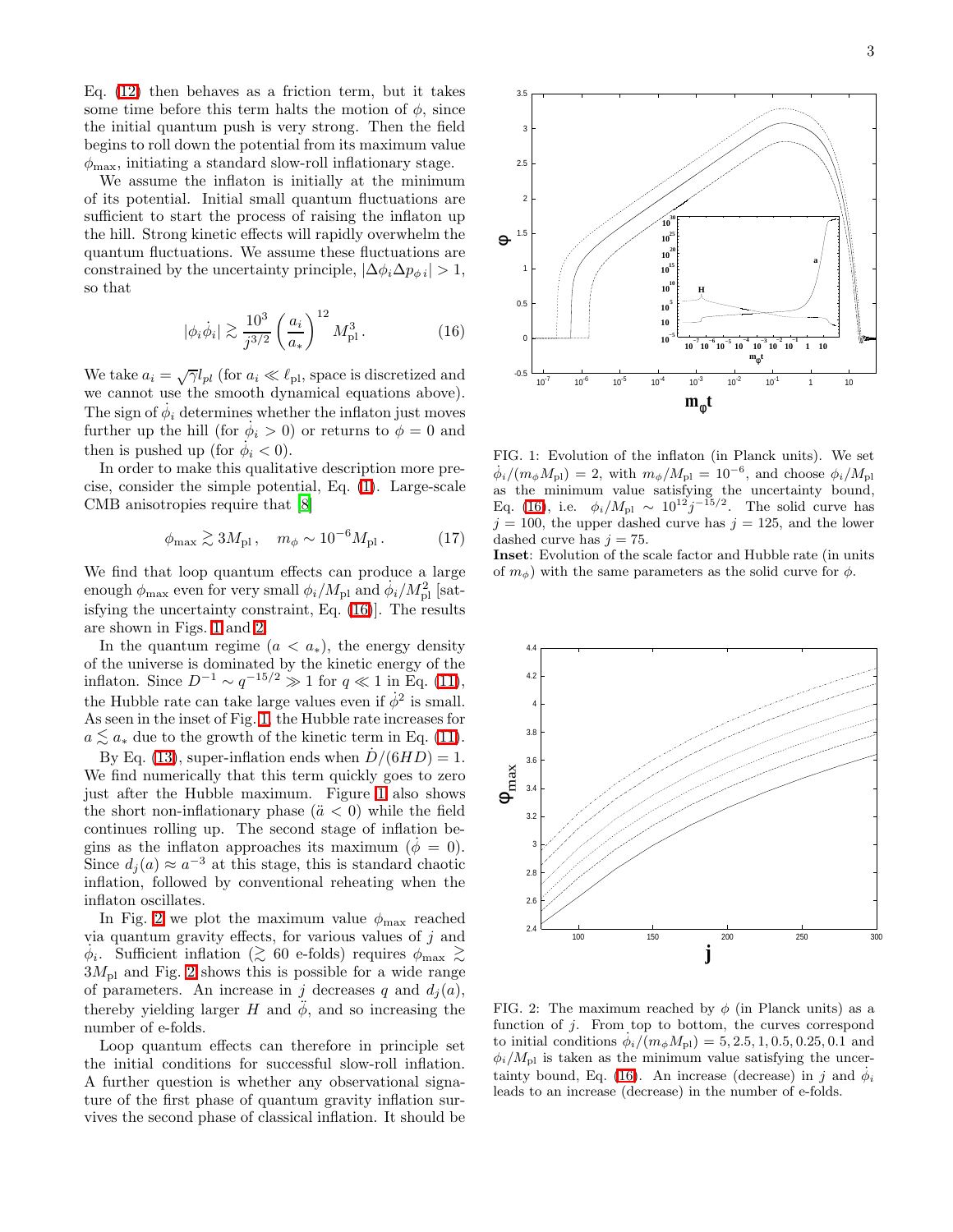Eq. (12) then behaves as a friction term, but it takes some time before this term halts the motion of $\phi$, since the initial quantum push is very strong. Then the field begins to roll down the potential from its maximum value $\phi_{\rm max}$, initiating a standard slow-roll inflationary stage.

We assume the inflaton is initially at the minimum of its potential. Initial small quantum fluctuations are sufficient to start the process of raising the inflaton up the hill. Strong kinetic effects will rapidly overwhelm the quantum fluctuations. We assume these fluctuations are constrained by the uncertainty principle, $|\Delta\phi_i \Delta p_{\phi\, i}| > 1$, so that

$$|\phi_i \dot{\phi}_i| \gtrsim \frac{10^3}{j^{3/2}} \left(\frac{a_i}{a_*}\right)^{12} M_{\rm pl}^3 \,. \qquad (16)$$

We take $a_i = \sqrt{\gamma} l_{pl}$ (for $a_i \ll \ell_{\rm pl}$, space is discretized and we cannot use the smooth dynamical equations above). The sign of $\dot{\phi}_i$ determines whether the inflaton just moves further up the hill (for $\dot{\phi}_i > 0$) or returns to $\phi = 0$ and then is pushed up (for $\dot{\phi}_i < 0$).

In order to make this qualitative description more precise, consider the simple potential, Eq. (1). Large-scale CMB anisotropies require that [8]

$$\phi_{\rm max} \gtrsim 3 M_{\rm pl} \,, \quad m_\phi \sim 10^{-6} M_{\rm pl} \,. \qquad (17)$$

We find that loop quantum effects can produce a large enough $\phi_{\rm max}$ even for very small $\phi_i/M_{\rm pl}$ and $\dot{\phi}_i/M_{\rm pl}^2$ [satisfying the uncertainty constraint, Eq. (16)]. The results are shown in Figs. 1 and 2.

In the quantum regime ($a < a_*$), the energy density of the universe is dominated by the kinetic energy of the inflaton. Since $D^{-1} \sim q^{-15/2} \gg 1$ for $q \ll 1$ in Eq. (11), the Hubble rate can take large values even if $\dot{\phi}^2$ is small. As seen in the inset of Fig. 1, the Hubble rate increases for $a \lesssim a_*$ due to the growth of the kinetic term in Eq. (11).

By Eq. (13), super-inflation ends when $\dot{D}/(6HD) = 1$. We find numerically that this term quickly goes to zero just after the Hubble maximum. Figure 1 also shows the short non-inflationary phase ($\ddot{a} < 0$) while the field continues rolling up. The second stage of inflation begins as the inflaton approaches its maximum ($\dot{\phi} = 0$). Since $d_j(a) \approx a^{-3}$ at this stage, this is standard chaotic inflation, followed by conventional reheating when the inflaton oscillates.

In Fig. 2 we plot the maximum value $\phi_{\rm max}$ reached via quantum gravity effects, for various values of $j$ and $\dot{\phi}_i$. Sufficient inflation ($\gtrsim$ 60 e-folds) requires $\phi_{\rm max} \gtrsim 3M_{\rm pl}$ and Fig. 2 shows this is possible for a wide range of parameters. An increase in $j$ decreases $q$ and $d_j(a)$, thereby yielding larger $H$ and $\ddot{\phi}$, and so increasing the number of e-folds.

Loop quantum effects can therefore in principle set the initial conditions for successful slow-roll inflation. A further question is whether any observational signature of the first phase of quantum gravity inflation survives the second phase of classical inflation. It should be

FIG. 1: Evolution of the inflaton (in Planck units). We set $\dot{\phi}_i/(m_\phi M_{\rm pl}) = 2$, with $m_\phi/M_{\rm pl} = 10^{-6}$, and choose $\phi_i/M_{\rm pl}$ as the minimum value satisfying the uncertainty bound, Eq. (16), i.e. $\phi_i/M_{\rm pl} \sim 10^{12} j^{-15/2}$. The solid curve has $j = 100$, the upper dashed curve has $j = 125$, and the lower dashed curve has $j = 75$.
**Inset**: Evolution of the scale factor and Hubble rate (in units of $m_\phi$) with the same parameters as the solid curve for $\phi$.

FIG. 2: The maximum reached by $\phi$ (in Planck units) as a function of $j$. From top to bottom, the curves correspond to initial conditions $\dot{\phi}_i/(m_\phi M_{\rm pl}) = 5, 2.5, 1, 0.5, 0.25, 0.1$ and $\phi_i/M_{\rm pl}$ is taken as the minimum value satisfying the uncertainty bound, Eq. (16). An increase (decrease) in $j$ and $\dot{\phi}_i$ leads to an increase (decrease) in the number of e-folds.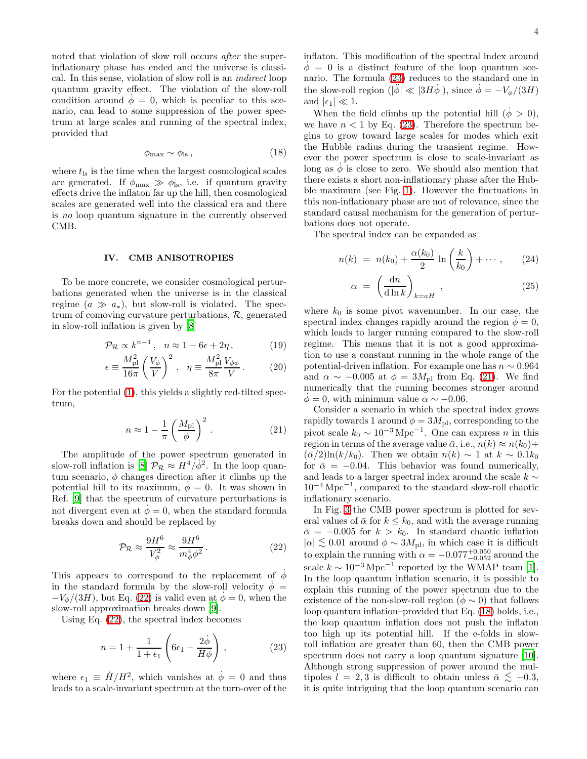noted that violation of slow roll occurs *after* the super-inflationary phase has ended and the universe is classical. In this sense, violation of slow roll is an *indirect* loop quantum gravity effect. The violation of the slow-roll condition around $\dot{\phi} = 0$, which is peculiar to this scenario, can lead to some suppression of the power spectrum at large scales and running of the spectral index, provided that

$$\phi_{\rm max} \sim \phi_{\rm ls}\,, \tag{18}$$

where $t_{\rm ls}$ is the time when the largest cosmological scales are generated. If $\phi_{\rm max} \gg \phi_{\rm ls}$, i.e. if quantum gravity effects drive the inflaton far up the hill, then cosmological scales are generated well into the classical era and there is *no* loop quantum signature in the currently observed CMB.

## IV. CMB ANISOTROPIES

To be more concrete, we consider cosmological perturbations generated when the universe is in the classical regime ($a \gg a_*$), but slow-roll is violated. The spectrum of comoving curvature perturbations, $\mathcal{R}$, generated in slow-roll inflation is given by [8]

$$\mathcal{P}_{\mathcal{R}} \propto k^{n-1}\,, \quad n \approx 1 - 6\epsilon + 2\eta\,, \tag{19}$$

$$\epsilon \equiv \frac{M_{\rm pl}^2}{16\pi}\left(\frac{V_\phi}{V}\right)^2\,, \quad \eta \equiv \frac{M_{\rm pl}^2}{8\pi}\frac{V_{\phi\phi}}{V}\,. \tag{20}$$

For the potential (1), this yields a slightly red-tilted spectrum,

$$n \approx 1 - \frac{1}{\pi}\left(\frac{M_{\rm pl}}{\phi}\right)^2\,. \tag{21}$$

The amplitude of the power spectrum generated in slow-roll inflation is [8] $\mathcal{P}_{\mathcal{R}} \approx H^4/\dot{\phi}^2$. In the loop quantum scenario, $\phi$ changes direction after it climbs up the potential hill to its maximum, $\dot{\phi} = 0$. It was shown in Ref. [9] that the spectrum of curvature perturbations is not divergent even at $\dot{\phi} = 0$, when the standard formula breaks down and should be replaced by

$$\mathcal{P}_{\mathcal{R}} \approx \frac{9H^6}{V_\phi^2} \approx \frac{9H^6}{m_\phi^4\phi^2}\,. \tag{22}$$

This appears to correspond to the replacement of $\dot{\phi}$ in the standard formula by the slow-roll velocity $\dot{\phi} = -V_\phi/(3H)$, but Eq. (22) is valid even at $\dot{\phi} = 0$, when the slow-roll approximation breaks down [9].

Using Eq. (22), the spectral index becomes

$$n = 1 + \frac{1}{1+\epsilon_1}\left(6\epsilon_1 - \frac{2\ddot{\phi}}{H\dot{\phi}}\right)\,, \tag{23}$$

where $\epsilon_1 \equiv \dot{H}/H^2$, which vanishes at $\dot{\phi} = 0$ and thus leads to a scale-invariant spectrum at the turn-over of the inflaton. This modification of the spectral index around $\dot{\phi} = 0$ is a distinct feature of the loop quantum scenario. The formula (23) reduces to the standard one in the slow-roll region ($|\ddot{\phi}| \ll |3H\dot{\phi}|$), since $\dot{\phi} = -V_\phi/(3H)$ and $|\epsilon_1| \ll 1$.

When the field climbs up the potential hill ($\dot{\phi} > 0$), we have $n < 1$ by Eq. (23). Therefore the spectrum begins to grow toward large scales for modes which exit the Hubble radius during the transient regime. However the power spectrum is close to scale-invariant as long as $\dot{\phi}$ is close to zero. We should also mention that there exists a short non-inflationary phase after the Hubble maximum (see Fig. 1). However the fluctuations in this non-inflationary phase are not of relevance, since the standard causal mechanism for the generation of perturbations does not operate.

The spectral index can be expanded as

$$n(k) = n(k_0) + \frac{\alpha(k_0)}{2}\ln\left(\frac{k}{k_0}\right) + \cdots\,, \tag{24}$$

$$\alpha = \left(\frac{{\rm d}n}{{\rm d}\ln k}\right)_{k=aH}\,, \tag{25}$$

where $k_0$ is some pivot wavenumber. In our case, the spectral index changes rapidly around the region $\dot{\phi} = 0$, which leads to larger running compared to the slow-roll regime. This means that it is not a good approximation to use a constant running in the whole range of the potential-driven inflation. For example one has $n \sim 0.964$ and $\alpha \sim -0.005$ at $\phi = 3M_{\rm pl}$ from Eq. (21). We find numerically that the running becomes stronger around $\dot{\phi} = 0$, with minimum value $\alpha \sim -0.06$.

Consider a scenario in which the spectral index grows rapidly towards 1 around $\phi = 3M_{\rm pl}$, corresponding to the pivot scale $k_0 \sim 10^{-3}\,{\rm Mpc}^{-1}$. One can express $n$ in this region in terms of the average value $\bar{\alpha}$, i.e., $n(k) \approx n(k_0) + (\bar{\alpha}/2)\ln(k/k_0)$. Then we obtain $n(k) \sim 1$ at $k \sim 0.1k_0$ for $\bar{\alpha} = -0.04$. This behavior was found numerically, and leads to a larger spectral index around the scale $k \sim 10^{-4}\,{\rm Mpc}^{-1}$, compared to the standard slow-roll chaotic inflationary scenario.

In Fig. 3 the CMB power spectrum is plotted for several values of $\bar{\alpha}$ for $k \le k_0$, and with the average running $\bar{\alpha} = -0.005$ for $k > k_0$. In standard chaotic inflation $|\alpha| \lesssim 0.01$ around $\phi \sim 3M_{\rm pl}$, in which case it is difficult to explain the running with $\alpha = -0.077^{+0.050}_{-0.052}$ around the scale $k \sim 10^{-3}\,{\rm Mpc}^{-1}$ reported by the WMAP team [1]. In the loop quantum inflation scenario, it is possible to explain this running of the power spectrum due to the existence of the non-slow-roll region ($\dot{\phi} \sim 0$) that follows loop quantum inflation–provided that Eq. (18) holds, i.e., the loop quantum inflation does not push the inflaton too high up its potential hill. If the e-folds in slow-roll inflation are greater than 60, then the CMB power spectrum does not carry a loop quantum signature [10]. Although strong suppression of power around the multipoles $l = 2, 3$ is difficult to obtain unless $\bar{\alpha} \lesssim -0.3$, it is quite intriguing that the loop quantum scenario can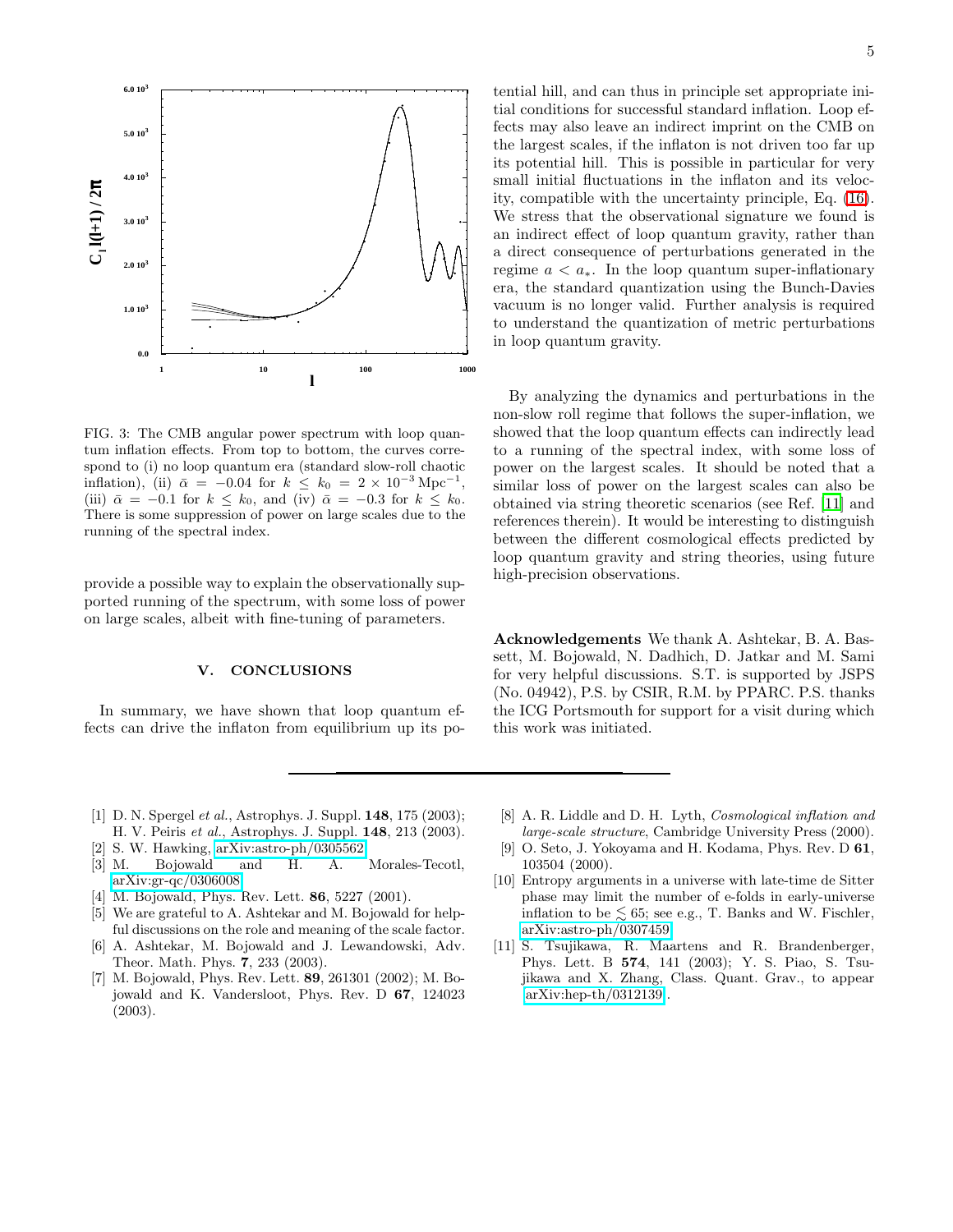6.0 10$^3$

5.0 10$^3$

4.0 10$^3$

3.0 10$^3$

2.0 10$^3$

1.0 10$^3$

0.0

$C_l\, l(l+1) / 2\pi$

1

10

100

1000

l

FIG. 3: The CMB angular power spectrum with loop quantum inflation effects. From top to bottom, the curves correspond to (i) no loop quantum era (standard slow-roll chaotic inflation), (ii) $\bar{\alpha} = -0.04$ for $k \le k_0 = 2 \times 10^{-3}\,\mathrm{Mpc}^{-1}$, (iii) $\bar{\alpha} = -0.1$ for $k \le k_0$, and (iv) $\bar{\alpha} = -0.3$ for $k \le k_0$. There is some suppression of power on large scales due to the running of the spectral index.

provide a possible way to explain the observationally supported running of the spectrum, with some loss of power on large scales, albeit with fine-tuning of parameters.

## V. CONCLUSIONS

In summary, we have shown that loop quantum effects can drive the inflaton from equilibrium up its potential hill, and can thus in principle set appropriate initial conditions for successful standard inflation. Loop effects may also leave an indirect imprint on the CMB on the largest scales, if the inflaton is not driven too far up its potential hill. This is possible in particular for very small initial fluctuations in the inflaton and its velocity, compatible with the uncertainty principle, Eq. (16). We stress that the observational signature we found is an indirect effect of loop quantum gravity, rather than a direct consequence of perturbations generated in the regime $a < a_*$. In the loop quantum super-inflationary era, the standard quantization using the Bunch-Davies vacuum is no longer valid. Further analysis is required to understand the quantization of metric perturbations in loop quantum gravity.

By analyzing the dynamics and perturbations in the non-slow roll regime that follows the super-inflation, we showed that the loop quantum effects can indirectly lead to a running of the spectral index, with some loss of power on the largest scales. It should be noted that a similar loss of power on the largest scales can also be obtained via string theoretic scenarios (see Ref. [11] and references therein). It would be interesting to distinguish between the different cosmological effects predicted by loop quantum gravity and string theories, using future high-precision observations.

**Acknowledgements** We thank A. Ashtekar, B. A. Bassett, M. Bojowald, N. Dadhich, D. Jatkar and M. Sami for very helpful discussions. S.T. is supported by JSPS (No. 04942), P.S. by CSIR, R.M. by PPARC. P.S. thanks the ICG Portsmouth for support for a visit during which this work was initiated.

---

[1] D. N. Spergel *et al.*, Astrophys. J. Suppl. **148**, 175 (2003); H. V. Peiris *et al.*, Astrophys. J. Suppl. **148**, 213 (2003).

[2] S. W. Hawking, arXiv:astro-ph/0305562.

[3] M. Bojowald and H. A. Morales-Tecotl, arXiv:gr-qc/0306008.

[4] M. Bojowald, Phys. Rev. Lett. **86**, 5227 (2001).

[5] We are grateful to A. Ashtekar and M. Bojowald for helpful discussions on the role and meaning of the scale factor.

[6] A. Ashtekar, M. Bojowald and J. Lewandowski, Adv. Theor. Math. Phys. **7**, 233 (2003).

[7] M. Bojowald, Phys. Rev. Lett. **89**, 261301 (2002); M. Bojowald and K. Vandersloot, Phys. Rev. D **67**, 124023 (2003).

[8] A. R. Liddle and D. H. Lyth, *Cosmological inflation and large-scale structure*, Cambridge University Press (2000).

[9] O. Seto, J. Yokoyama and H. Kodama, Phys. Rev. D **61**, 103504 (2000).

[10] Entropy arguments in a universe with late-time de Sitter phase may limit the number of e-folds in early-universe inflation to be $\lesssim 65$; see e.g., T. Banks and W. Fischler, arXiv:astro-ph/0307459.

[11] S. Tsujikawa, R. Maartens and R. Brandenberger, Phys. Lett. B **574**, 141 (2003); Y. S. Piao, S. Tsujikawa and X. Zhang, Class. Quant. Grav., to appear arXiv:hep-th/0312139.